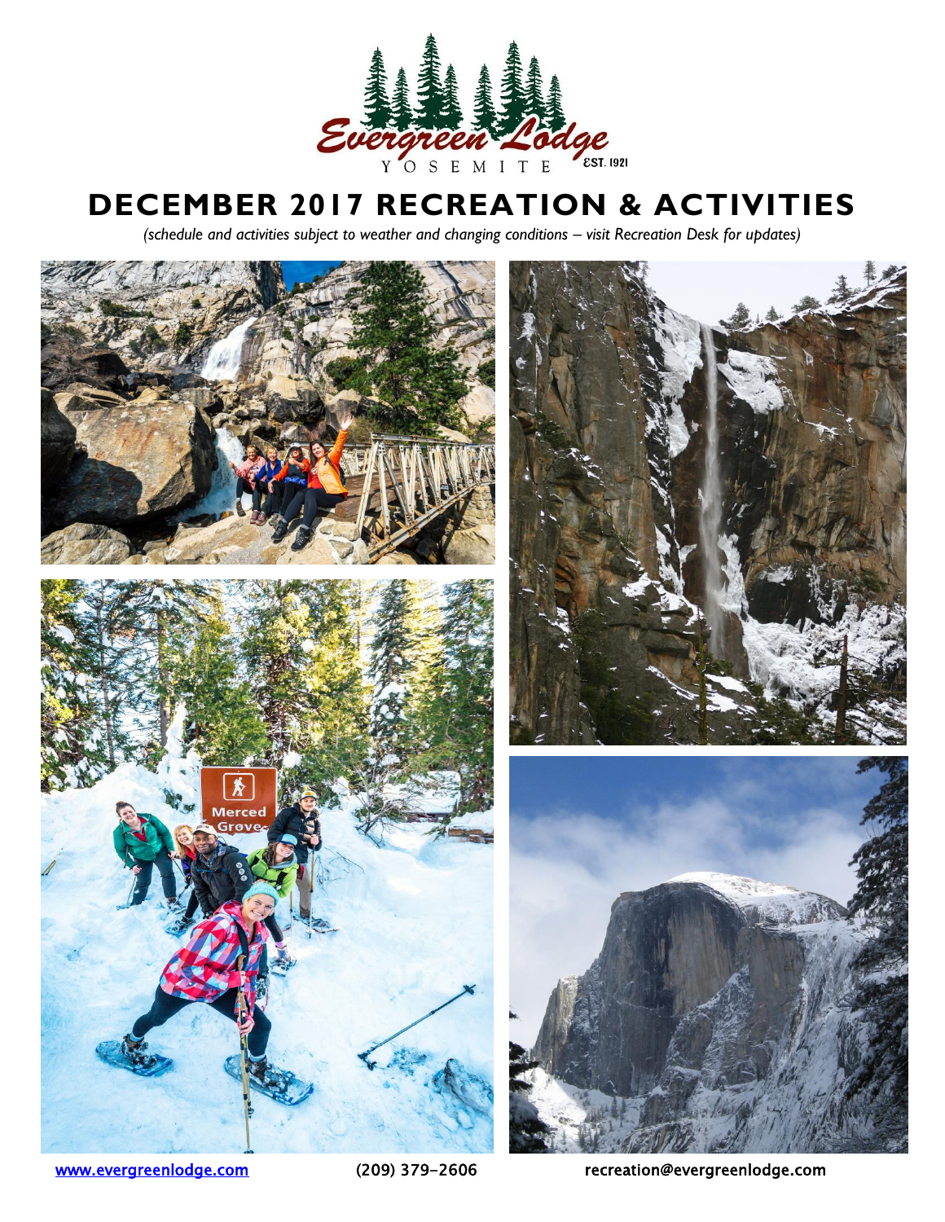# DECEMBER 2017 RECREATION & ACTIVITIES

*(schedule and activities subject to weather and changing conditions – visit Recreation Desk for updates)*

www.evergreenlodge.com (209) 379-2606 recreation@evergreenlodge.com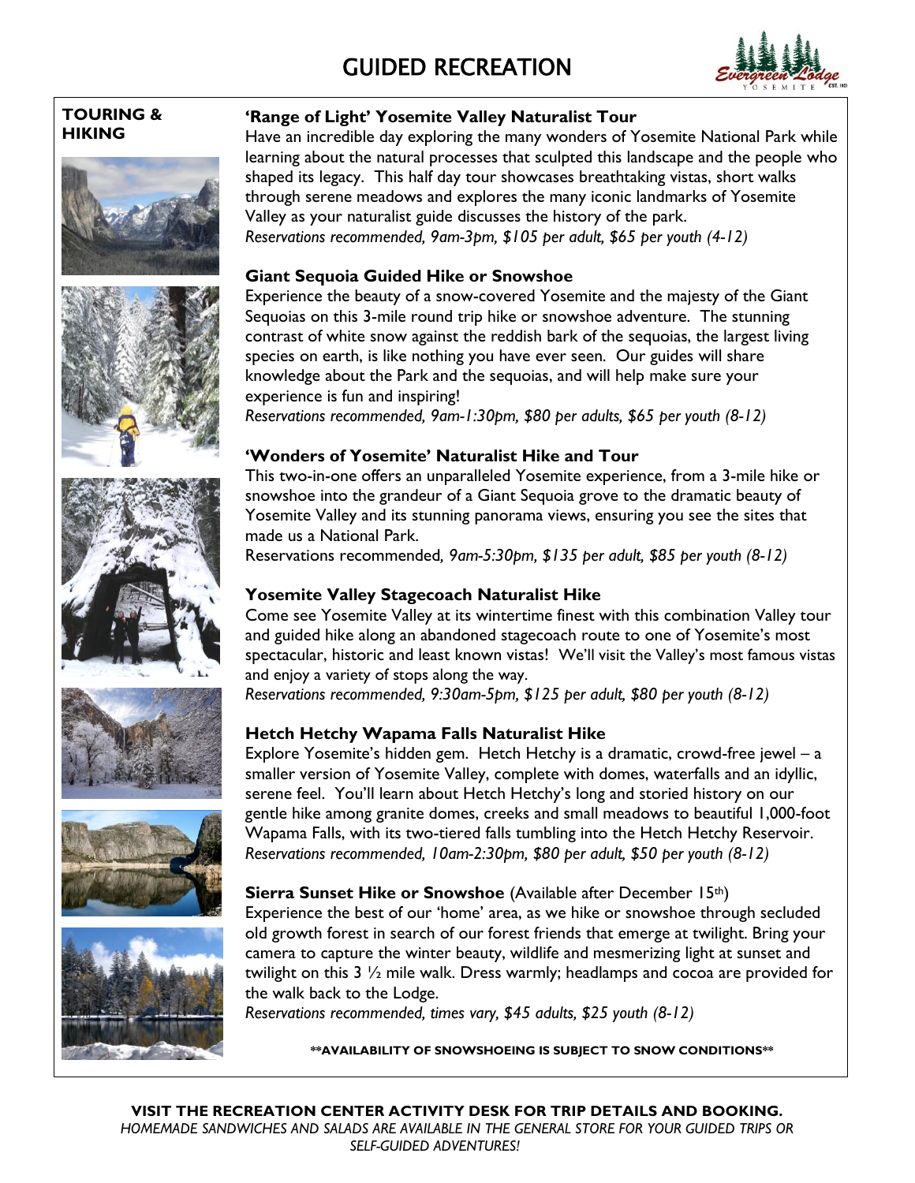# GUIDED RECREATION

## TOURING & HIKING

### 'Range of Light' Yosemite Valley Naturalist Tour

Have an incredible day exploring the many wonders of Yosemite National Park while learning about the natural processes that sculpted this landscape and the people who shaped its legacy. This half day tour showcases breathtaking vistas, short walks through serene meadows and explores the many iconic landmarks of Yosemite Valley as your naturalist guide discusses the history of the park.

*Reservations recommended, 9am-3pm, $105 per adult, $65 per youth (4-12)*

### Giant Sequoia Guided Hike or Snowshoe

Experience the beauty of a snow-covered Yosemite and the majesty of the Giant Sequoias on this 3-mile round trip hike or snowshoe adventure. The stunning contrast of white snow against the reddish bark of the sequoias, the largest living species on earth, is like nothing you have ever seen. Our guides will share knowledge about the Park and the sequoias, and will help make sure your experience is fun and inspiring!

*Reservations recommended, 9am-1:30pm, $80 per adults, $65 per youth (8-12)*

### 'Wonders of Yosemite' Naturalist Hike and Tour

This two-in-one offers an unparalleled Yosemite experience, from a 3-mile hike or snowshoe into the grandeur of a Giant Sequoia grove to the dramatic beauty of Yosemite Valley and its stunning panorama views, ensuring you see the sites that made us a National Park.

Reservations recommended*, 9am-5:30pm, $135 per adult, $85 per youth (8-12)*

### Yosemite Valley Stagecoach Naturalist Hike

Come see Yosemite Valley at its wintertime finest with this combination Valley tour and guided hike along an abandoned stagecoach route to one of Yosemite's most spectacular, historic and least known vistas! We'll visit the Valley's most famous vistas and enjoy a variety of stops along the way.

*Reservations recommended, 9:30am-5pm, $125 per adult, $80 per youth (8-12)*

### Hetch Hetchy Wapama Falls Naturalist Hike

Explore Yosemite's hidden gem. Hetch Hetchy is a dramatic, crowd-free jewel – a smaller version of Yosemite Valley, complete with domes, waterfalls and an idyllic, serene feel. You'll learn about Hetch Hetchy's long and storied history on our gentle hike among granite domes, creeks and small meadows to beautiful 1,000-foot Wapama Falls, with its two-tiered falls tumbling into the Hetch Hetchy Reservoir.

*Reservations recommended, 10am-2:30pm, $80 per adult, $50 per youth (8-12)*

### Sierra Sunset Hike or Snowshoe (Available after December 15th)

Experience the best of our 'home' area, as we hike or snowshoe through secluded old growth forest in search of our forest friends that emerge at twilight. Bring your camera to capture the winter beauty, wildlife and mesmerizing light at sunset and twilight on this 3 ½ mile walk. Dress warmly; headlamps and cocoa are provided for the walk back to the Lodge.

*Reservations recommended, times vary, $45 adults, $25 youth (8-12)*

**\*\*AVAILABILITY OF SNOWSHOEING IS SUBJECT TO SNOW CONDITIONS\*\***

**VISIT THE RECREATION CENTER ACTIVITY DESK FOR TRIP DETAILS AND BOOKING.**

*HOMEMADE SANDWICHES AND SALADS ARE AVAILABLE IN THE GENERAL STORE FOR YOUR GUIDED TRIPS OR SELF-GUIDED ADVENTURES!*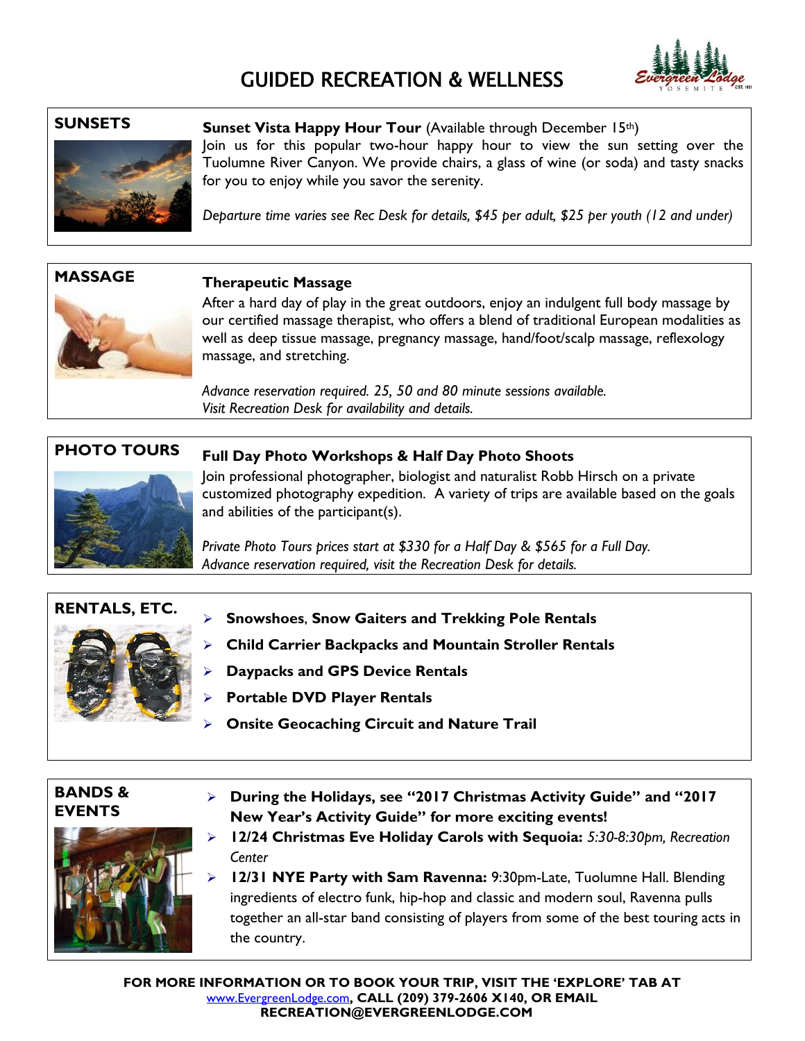# GUIDED RECREATION & WELLNESS

## SUNSETS

**Sunset Vista Happy Hour Tour** (Available through December 15th)
Join us for this popular two-hour happy hour to view the sun setting over the Tuolumne River Canyon. We provide chairs, a glass of wine (or soda) and tasty snacks for you to enjoy while you savor the serenity.

*Departure time varies see Rec Desk for details, $45 per adult, $25 per youth (12 and under)*

## MASSAGE

**Therapeutic Massage**
After a hard day of play in the great outdoors, enjoy an indulgent full body massage by our certified massage therapist, who offers a blend of traditional European modalities as well as deep tissue massage, pregnancy massage, hand/foot/scalp massage, reflexology massage, and stretching.

*Advance reservation required. 25, 50 and 80 minute sessions available.*
*Visit Recreation Desk for availability and details.*

## PHOTO TOURS

**Full Day Photo Workshops & Half Day Photo Shoots**
Join professional photographer, biologist and naturalist Robb Hirsch on a private customized photography expedition. A variety of trips are available based on the goals and abilities of the participant(s).

*Private Photo Tours prices start at $330 for a Half Day & $565 for a Full Day.*
*Advance reservation required, visit the Recreation Desk for details.*

## RENTALS, ETC.

- **Snowshoes, Snow Gaiters and Trekking Pole Rentals**
- **Child Carrier Backpacks and Mountain Stroller Rentals**
- **Daypacks and GPS Device Rentals**
- **Portable DVD Player Rentals**
- **Onsite Geocaching Circuit and Nature Trail**

## BANDS & EVENTS

- **During the Holidays, see "2017 Christmas Activity Guide" and "2017 New Year's Activity Guide" for more exciting events!**
- **12/24 Christmas Eve Holiday Carols with Sequoia:** *5:30-8:30pm, Recreation Center*
- **12/31 NYE Party with Sam Ravenna:** 9:30pm-Late, Tuolumne Hall. Blending ingredients of electro funk, hip-hop and classic and modern soul, Ravenna pulls together an all-star band consisting of players from some of the best touring acts in the country.

**FOR MORE INFORMATION OR TO BOOK YOUR TRIP, VISIT THE 'EXPLORE' TAB AT** www.EvergreenLodge.com**, CALL (209) 379-2606 X140, OR EMAIL RECREATION@EVERGREENLODGE.COM**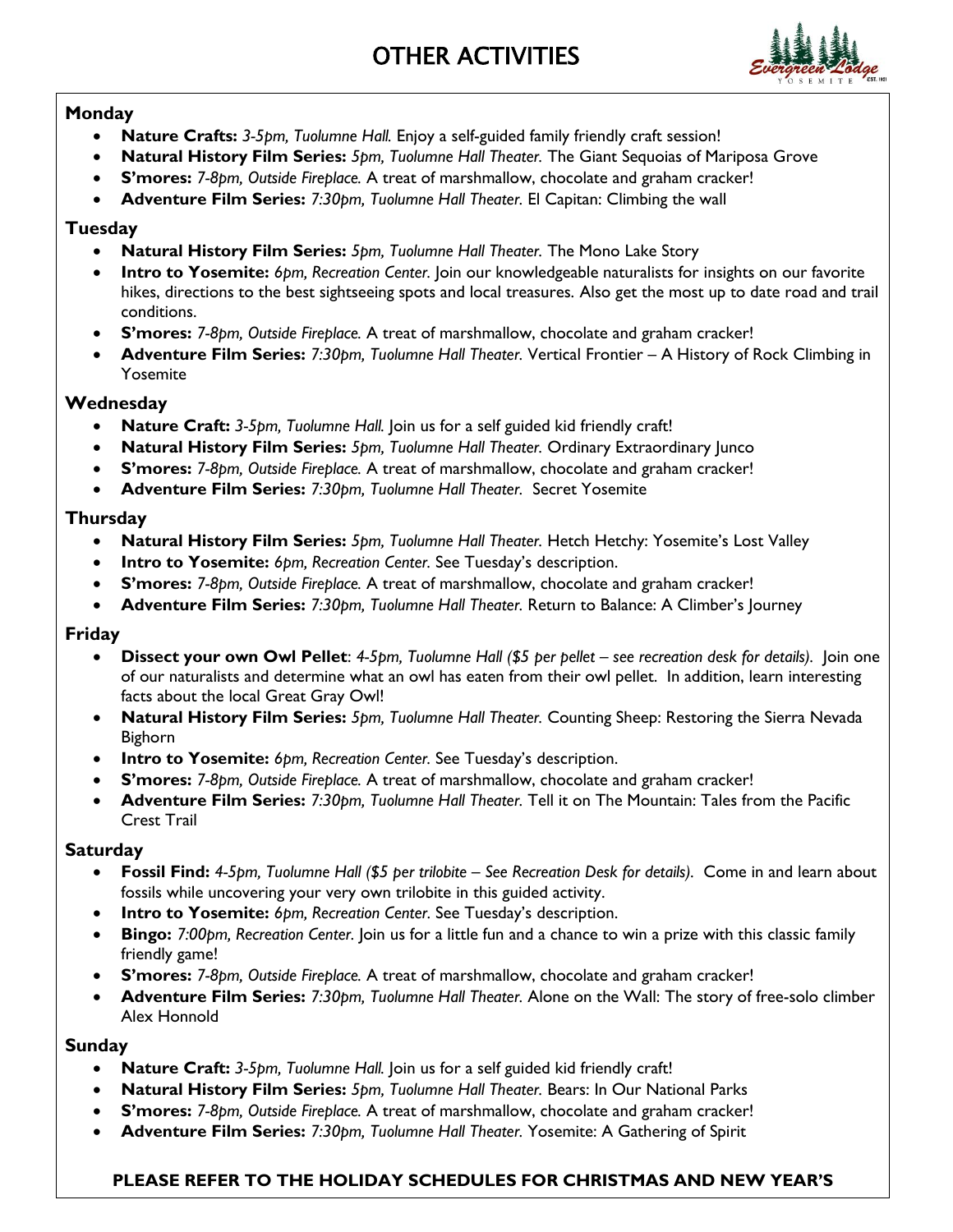# OTHER ACTIVITIES

### Monday

- **Nature Crafts:** *3-5pm, Tuolumne Hall.* Enjoy a self-guided family friendly craft session!
- **Natural History Film Series:** *5pm, Tuolumne Hall Theater.* The Giant Sequoias of Mariposa Grove
- **S'mores:** *7-8pm, Outside Fireplace.* A treat of marshmallow, chocolate and graham cracker!
- **Adventure Film Series:** *7:30pm, Tuolumne Hall Theater.* El Capitan: Climbing the wall

### Tuesday

- **Natural History Film Series:** *5pm, Tuolumne Hall Theater.* The Mono Lake Story
- **Intro to Yosemite:** *6pm, Recreation Center.* Join our knowledgeable naturalists for insights on our favorite hikes, directions to the best sightseeing spots and local treasures. Also get the most up to date road and trail conditions.
- **S'mores:** *7-8pm, Outside Fireplace.* A treat of marshmallow, chocolate and graham cracker!
- **Adventure Film Series:** *7:30pm, Tuolumne Hall Theater.* Vertical Frontier – A History of Rock Climbing in Yosemite

### Wednesday

- **Nature Craft:** *3-5pm, Tuolumne Hall.* Join us for a self guided kid friendly craft!
- **Natural History Film Series:** *5pm, Tuolumne Hall Theater.* Ordinary Extraordinary Junco
- **S'mores:** *7-8pm, Outside Fireplace.* A treat of marshmallow, chocolate and graham cracker!
- **Adventure Film Series:** *7:30pm, Tuolumne Hall Theater.* Secret Yosemite

### Thursday

- **Natural History Film Series:** *5pm, Tuolumne Hall Theater.* Hetch Hetchy: Yosemite's Lost Valley
- **Intro to Yosemite:** *6pm, Recreation Center.* See Tuesday's description.
- **S'mores:** *7-8pm, Outside Fireplace.* A treat of marshmallow, chocolate and graham cracker!
- **Adventure Film Series:** *7:30pm, Tuolumne Hall Theater.* Return to Balance: A Climber's Journey

### Friday

- **Dissect your own Owl Pellet**: *4-5pm, Tuolumne Hall ($5 per pellet – see recreation desk for details).* Join one of our naturalists and determine what an owl has eaten from their owl pellet. In addition, learn interesting facts about the local Great Gray Owl!
- **Natural History Film Series:** *5pm, Tuolumne Hall Theater.* Counting Sheep: Restoring the Sierra Nevada Bighorn
- **Intro to Yosemite:** *6pm, Recreation Center.* See Tuesday's description.
- **S'mores:** *7-8pm, Outside Fireplace.* A treat of marshmallow, chocolate and graham cracker!
- **Adventure Film Series:** *7:30pm, Tuolumne Hall Theater.* Tell it on The Mountain: Tales from the Pacific Crest Trail

### Saturday

- **Fossil Find:** *4-5pm, Tuolumne Hall ($5 per trilobite – See Recreation Desk for details).* Come in and learn about fossils while uncovering your very own trilobite in this guided activity.
- **Intro to Yosemite:** *6pm, Recreation Center.* See Tuesday's description.
- **Bingo:** *7:00pm, Recreation Center.* Join us for a little fun and a chance to win a prize with this classic family friendly game!
- **S'mores:** *7-8pm, Outside Fireplace.* A treat of marshmallow, chocolate and graham cracker!
- **Adventure Film Series:** *7:30pm, Tuolumne Hall Theater.* Alone on the Wall: The story of free-solo climber Alex Honnold

### Sunday

- **Nature Craft:** *3-5pm, Tuolumne Hall.* Join us for a self guided kid friendly craft!
- **Natural History Film Series:** *5pm, Tuolumne Hall Theater.* Bears: In Our National Parks
- **S'mores:** *7-8pm, Outside Fireplace.* A treat of marshmallow, chocolate and graham cracker!
- **Adventure Film Series:** *7:30pm, Tuolumne Hall Theater.* Yosemite: A Gathering of Spirit

**PLEASE REFER TO THE HOLIDAY SCHEDULES FOR CHRISTMAS AND NEW YEAR'S**